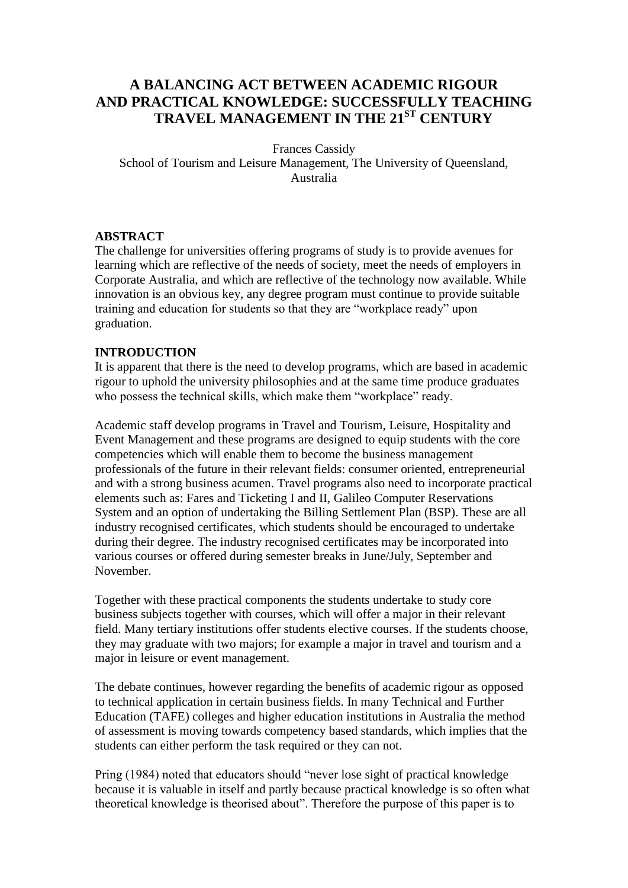# A BALANCING ACT BETWEEN ACADEMIC RIGOUR AND PRACTICAL KNOWLEDGE: SUCCESSFULLY TEACHING TRAVEL MANAGEMENT IN THE 21ST CENTURY

Frances Cassidy
School of Tourism and Leisure Management, The University of Queensland, Australia

## ABSTRACT

The challenge for universities offering programs of study is to provide avenues for learning which are reflective of the needs of society, meet the needs of employers in Corporate Australia, and which are reflective of the technology now available. While innovation is an obvious key, any degree program must continue to provide suitable training and education for students so that they are "workplace ready" upon graduation.

## INTRODUCTION

It is apparent that there is the need to develop programs, which are based in academic rigour to uphold the university philosophies and at the same time produce graduates who possess the technical skills, which make them "workplace" ready.

Academic staff develop programs in Travel and Tourism, Leisure, Hospitality and Event Management and these programs are designed to equip students with the core competencies which will enable them to become the business management professionals of the future in their relevant fields: consumer oriented, entrepreneurial and with a strong business acumen. Travel programs also need to incorporate practical elements such as: Fares and Ticketing I and II, Galileo Computer Reservations System and an option of undertaking the Billing Settlement Plan (BSP). These are all industry recognised certificates, which students should be encouraged to undertake during their degree. The industry recognised certificates may be incorporated into various courses or offered during semester breaks in June/July, September and November.

Together with these practical components the students undertake to study core business subjects together with courses, which will offer a major in their relevant field. Many tertiary institutions offer students elective courses. If the students choose, they may graduate with two majors; for example a major in travel and tourism and a major in leisure or event management.

The debate continues, however regarding the benefits of academic rigour as opposed to technical application in certain business fields. In many Technical and Further Education (TAFE) colleges and higher education institutions in Australia the method of assessment is moving towards competency based standards, which implies that the students can either perform the task required or they can not.

Pring (1984) noted that educators should "never lose sight of practical knowledge because it is valuable in itself and partly because practical knowledge is so often what theoretical knowledge is theorised about". Therefore the purpose of this paper is to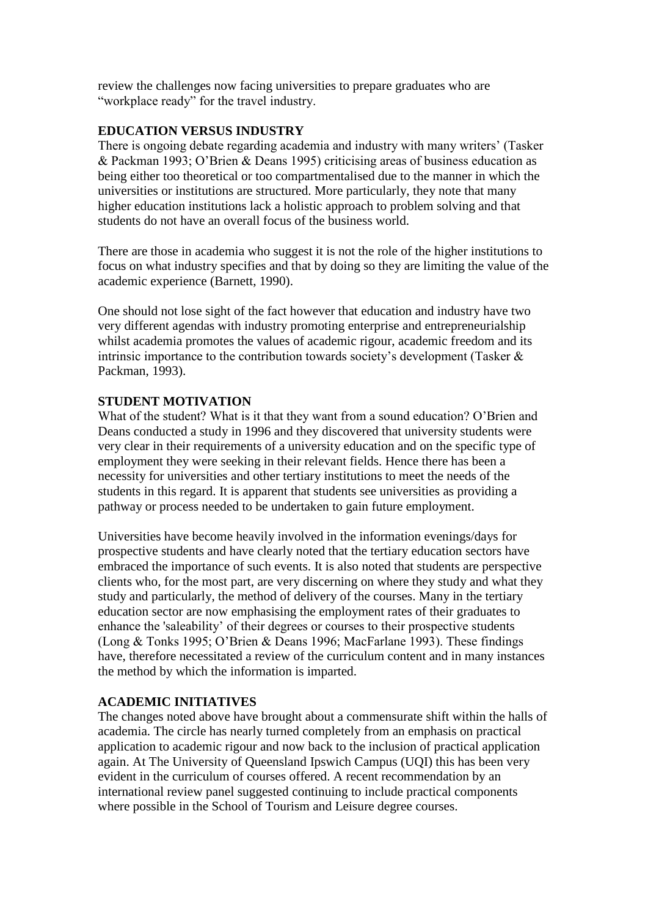review the challenges now facing universities to prepare graduates who are "workplace ready" for the travel industry.

## EDUCATION VERSUS INDUSTRY

There is ongoing debate regarding academia and industry with many writers' (Tasker & Packman 1993; O'Brien & Deans 1995) criticising areas of business education as being either too theoretical or too compartmentalised due to the manner in which the universities or institutions are structured. More particularly, they note that many higher education institutions lack a holistic approach to problem solving and that students do not have an overall focus of the business world.

There are those in academia who suggest it is not the role of the higher institutions to focus on what industry specifies and that by doing so they are limiting the value of the academic experience (Barnett, 1990).

One should not lose sight of the fact however that education and industry have two very different agendas with industry promoting enterprise and entrepreneurialship whilst academia promotes the values of academic rigour, academic freedom and its intrinsic importance to the contribution towards society's development (Tasker & Packman, 1993).

## STUDENT MOTIVATION

What of the student? What is it that they want from a sound education? O'Brien and Deans conducted a study in 1996 and they discovered that university students were very clear in their requirements of a university education and on the specific type of employment they were seeking in their relevant fields. Hence there has been a necessity for universities and other tertiary institutions to meet the needs of the students in this regard. It is apparent that students see universities as providing a pathway or process needed to be undertaken to gain future employment.

Universities have become heavily involved in the information evenings/days for prospective students and have clearly noted that the tertiary education sectors have embraced the importance of such events. It is also noted that students are perspective clients who, for the most part, are very discerning on where they study and what they study and particularly, the method of delivery of the courses. Many in the tertiary education sector are now emphasising the employment rates of their graduates to enhance the 'saleability' of their degrees or courses to their prospective students (Long & Tonks 1995; O'Brien & Deans 1996; MacFarlane 1993). These findings have, therefore necessitated a review of the curriculum content and in many instances the method by which the information is imparted.

## ACADEMIC INITIATIVES

The changes noted above have brought about a commensurate shift within the halls of academia. The circle has nearly turned completely from an emphasis on practical application to academic rigour and now back to the inclusion of practical application again. At The University of Queensland Ipswich Campus (UQI) this has been very evident in the curriculum of courses offered. A recent recommendation by an international review panel suggested continuing to include practical components where possible in the School of Tourism and Leisure degree courses.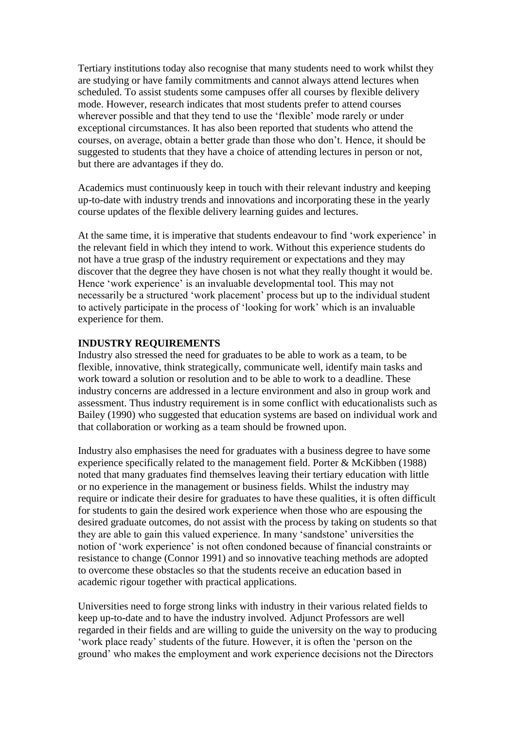Tertiary institutions today also recognise that many students need to work whilst they are studying or have family commitments and cannot always attend lectures when scheduled. To assist students some campuses offer all courses by flexible delivery mode. However, research indicates that most students prefer to attend courses wherever possible and that they tend to use the 'flexible' mode rarely or under exceptional circumstances. It has also been reported that students who attend the courses, on average, obtain a better grade than those who don't. Hence, it should be suggested to students that they have a choice of attending lectures in person or not, but there are advantages if they do.

Academics must continuously keep in touch with their relevant industry and keeping up-to-date with industry trends and innovations and incorporating these in the yearly course updates of the flexible delivery learning guides and lectures.

At the same time, it is imperative that students endeavour to find 'work experience' in the relevant field in which they intend to work. Without this experience students do not have a true grasp of the industry requirement or expectations and they may discover that the degree they have chosen is not what they really thought it would be. Hence 'work experience' is an invaluable developmental tool. This may not necessarily be a structured 'work placement' process but up to the individual student to actively participate in the process of 'looking for work' which is an invaluable experience for them.

**INDUSTRY REQUIREMENTS**

Industry also stressed the need for graduates to be able to work as a team, to be flexible, innovative, think strategically, communicate well, identify main tasks and work toward a solution or resolution and to be able to work to a deadline. These industry concerns are addressed in a lecture environment and also in group work and assessment. Thus industry requirement is in some conflict with educationalists such as Bailey (1990) who suggested that education systems are based on individual work and that collaboration or working as a team should be frowned upon.

Industry also emphasises the need for graduates with a business degree to have some experience specifically related to the management field. Porter & McKibben (1988) noted that many graduates find themselves leaving their tertiary education with little or no experience in the management or business fields. Whilst the industry may require or indicate their desire for graduates to have these qualities, it is often difficult for students to gain the desired work experience when those who are espousing the desired graduate outcomes, do not assist with the process by taking on students so that they are able to gain this valued experience. In many 'sandstone' universities the notion of 'work experience' is not often condoned because of financial constraints or resistance to change (Connor 1991) and so innovative teaching methods are adopted to overcome these obstacles so that the students receive an education based in academic rigour together with practical applications.

Universities need to forge strong links with industry in their various related fields to keep up-to-date and to have the industry involved. Adjunct Professors are well regarded in their fields and are willing to guide the university on the way to producing 'work place ready' students of the future. However, it is often the 'person on the ground' who makes the employment and work experience decisions not the Directors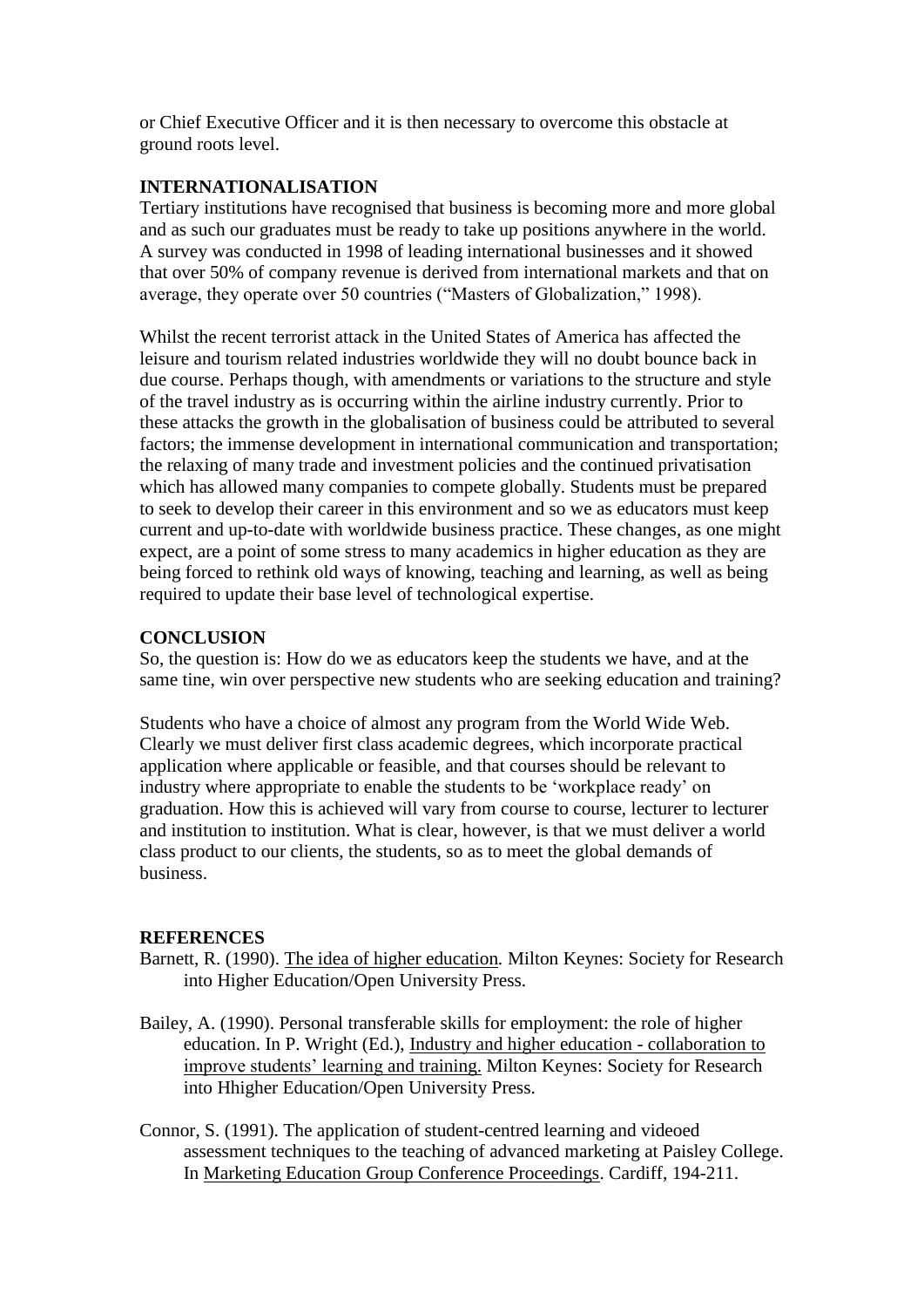or Chief Executive Officer and it is then necessary to overcome this obstacle at ground roots level.

## INTERNATIONALISATION

Tertiary institutions have recognised that business is becoming more and more global and as such our graduates must be ready to take up positions anywhere in the world. A survey was conducted in 1998 of leading international businesses and it showed that over 50% of company revenue is derived from international markets and that on average, they operate over 50 countries ("Masters of Globalization," 1998).

Whilst the recent terrorist attack in the United States of America has affected the leisure and tourism related industries worldwide they will no doubt bounce back in due course. Perhaps though, with amendments or variations to the structure and style of the travel industry as is occurring within the airline industry currently. Prior to these attacks the growth in the globalisation of business could be attributed to several factors; the immense development in international communication and transportation; the relaxing of many trade and investment policies and the continued privatisation which has allowed many companies to compete globally. Students must be prepared to seek to develop their career in this environment and so we as educators must keep current and up-to-date with worldwide business practice. These changes, as one might expect, are a point of some stress to many academics in higher education as they are being forced to rethink old ways of knowing, teaching and learning, as well as being required to update their base level of technological expertise.

## CONCLUSION

So, the question is: How do we as educators keep the students we have, and at the same tine, win over perspective new students who are seeking education and training?

Students who have a choice of almost any program from the World Wide Web. Clearly we must deliver first class academic degrees, which incorporate practical application where applicable or feasible, and that courses should be relevant to industry where appropriate to enable the students to be 'workplace ready' on graduation. How this is achieved will vary from course to course, lecturer to lecturer and institution to institution. What is clear, however, is that we must deliver a world class product to our clients, the students, so as to meet the global demands of business.

## REFERENCES

Barnett, R. (1990). The idea of higher education. Milton Keynes: Society for Research into Higher Education/Open University Press.

Bailey, A. (1990). Personal transferable skills for employment: the role of higher education. In P. Wright (Ed.), Industry and higher education - collaboration to improve students' learning and training. Milton Keynes: Society for Research into Hhigher Education/Open University Press.

Connor, S. (1991). The application of student-centred learning and videoed assessment techniques to the teaching of advanced marketing at Paisley College. In Marketing Education Group Conference Proceedings. Cardiff, 194-211.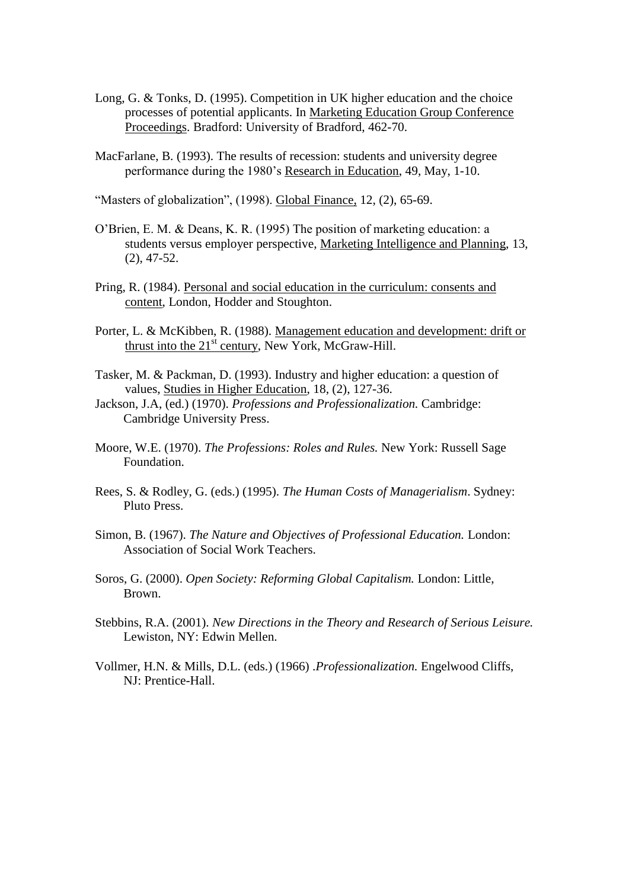Long, G. & Tonks, D. (1995). Competition in UK higher education and the choice processes of potential applicants. In Marketing Education Group Conference Proceedings. Bradford: University of Bradford, 462-70.

MacFarlane, B. (1993). The results of recession: students and university degree performance during the 1980's Research in Education, 49, May, 1-10.

"Masters of globalization", (1998). Global Finance, 12, (2), 65-69.

O'Brien, E. M. & Deans, K. R. (1995) The position of marketing education: a students versus employer perspective, Marketing Intelligence and Planning, 13, (2), 47-52.

Pring, R. (1984). Personal and social education in the curriculum: consents and content, London, Hodder and Stoughton.

Porter, L. & McKibben, R. (1988). Management education and development: drift or thrust into the 21st century, New York, McGraw-Hill.

Tasker, M. & Packman, D. (1993). Industry and higher education: a question of values, Studies in Higher Education, 18, (2), 127-36.

Jackson, J.A, (ed.) (1970). *Professions and Professionalization.* Cambridge: Cambridge University Press.

Moore, W.E. (1970). *The Professions: Roles and Rules.* New York: Russell Sage Foundation.

Rees, S. & Rodley, G. (eds.) (1995). *The Human Costs of Managerialism*. Sydney: Pluto Press.

Simon, B. (1967). *The Nature and Objectives of Professional Education.* London: Association of Social Work Teachers.

Soros, G. (2000). *Open Society: Reforming Global Capitalism.* London: Little, Brown.

Stebbins, R.A. (2001). *New Directions in the Theory and Research of Serious Leisure.* Lewiston, NY: Edwin Mellen.

Vollmer, H.N. & Mills, D.L. (eds.) (1966) .*Professionalization.* Engelwood Cliffs, NJ: Prentice-Hall.